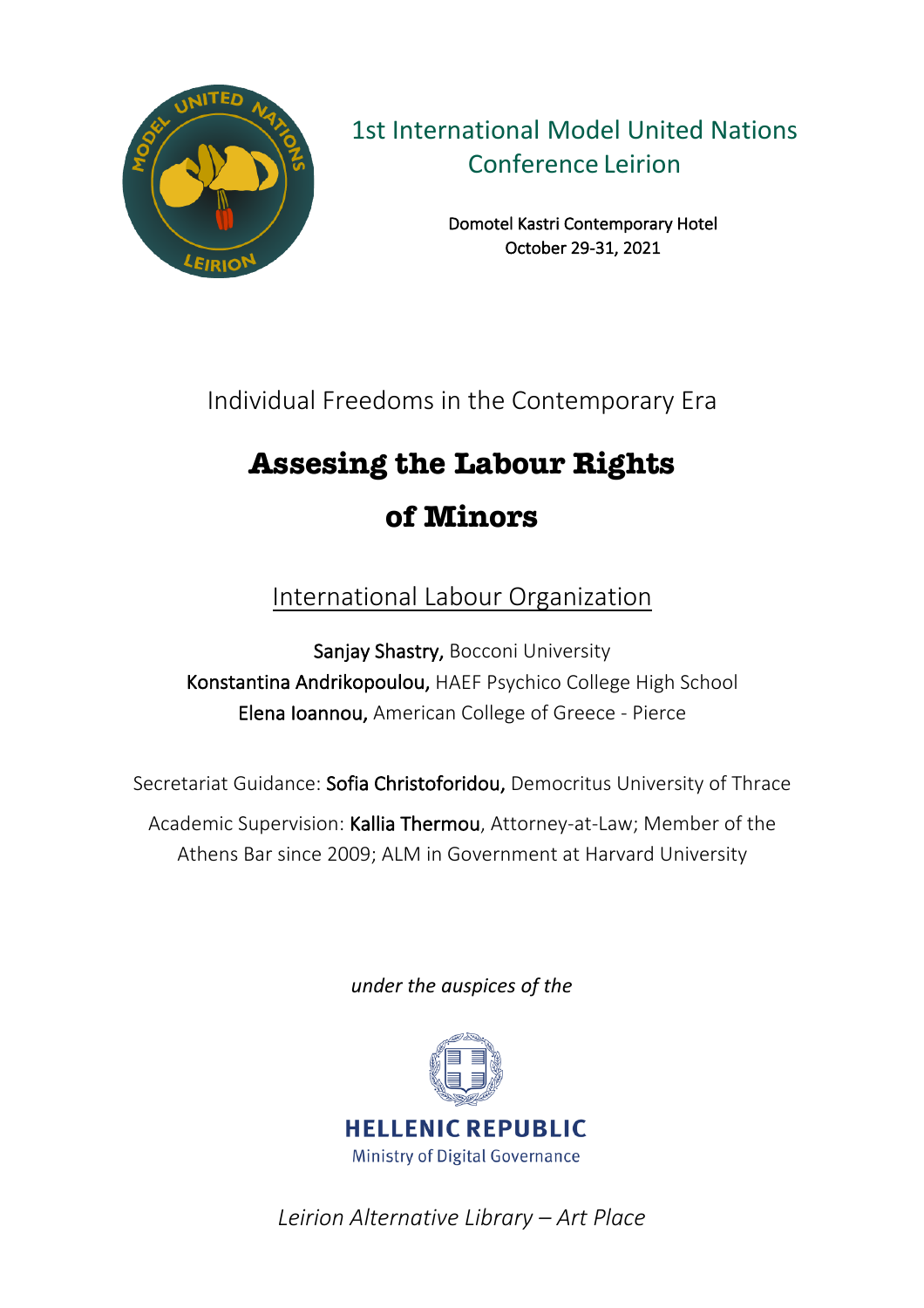1st International Model United Nations Conference Leirion

Domotel Kastri Contemporary Hotel
October 29-31, 2021

Individual Freedoms in the Contemporary Era

# Assesing the Labour Rights of Minors

International Labour Organization

**Sanjay Shastry,** Bocconi University
**Konstantina Andrikopoulou,** HAEF Psychico College High School
**Elena Ioannou,** American College of Greece - Pierce

Secretariat Guidance: **Sofia Christoforidou,** Democritus University of Thrace

Academic Supervision: **Kallia Thermou**, Attorney-at-Law; Member of the Athens Bar since 2009; ALM in Government at Harvard University

*under the auspices of the*

HELLENIC REPUBLIC
Ministry of Digital Governance

*Leirion Alternative Library – Art Place*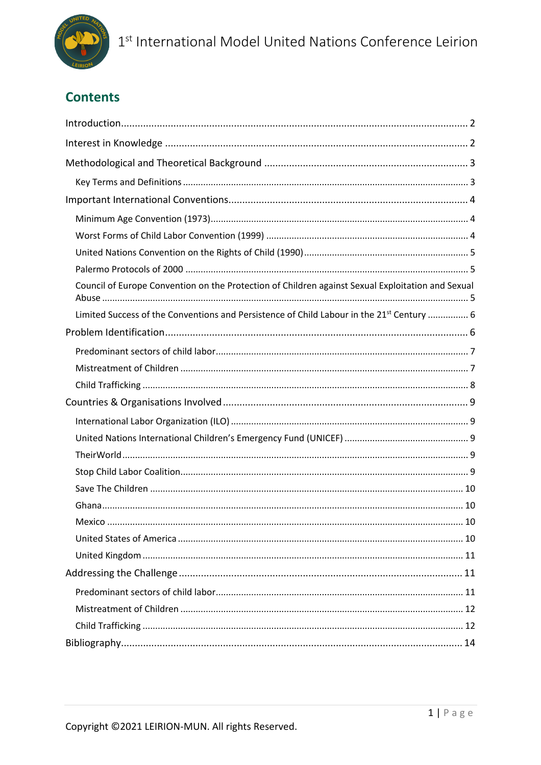# Contents

Introduction ........................................................................................................ 2

Interest in Knowledge ........................................................................................ 2

Methodological and Theoretical Background .................................................... 3

- Key Terms and Definitions ............................................................................. 3

Important International Conventions ................................................................. 4

- Minimum Age Convention (1973) .................................................................... 4
- Worst Forms of Child Labor Convention (1999) .............................................. 4
- United Nations Convention on the Rights of Child (1990) ............................... 5
- Palermo Protocols of 2000 .............................................................................. 5
- Council of Europe Convention on the Protection of Children against Sexual Exploitation and Sexual Abuse ................................................................................................... 5
- Limited Success of the Conventions and Persistence of Child Labour in the 21st Century ............... 6

Problem Identification ........................................................................................ 6

- Predominant sectors of child labor .................................................................. 7
- Mistreatment of Children ................................................................................. 7
- Child Trafficking .............................................................................................. 8

Countries & Organisations Involved .................................................................... 9

- International Labor Organization (ILO) ............................................................ 9
- United Nations International Children's Emergency Fund (UNICEF) ................ 9
- TheirWorld ...................................................................................................... 9
- Stop Child Labor Coalition ............................................................................... 9
- Save The Children ........................................................................................... 10
- Ghana ............................................................................................................. 10
- Mexico ............................................................................................................ 10
- United States of America ................................................................................ 10
- United Kingdom .............................................................................................. 11

Addressing the Challenge .................................................................................... 11

- Predominant sectors of child labor .................................................................. 11
- Mistreatment of Children ................................................................................. 12
- Child Trafficking .............................................................................................. 12

Bibliography ........................................................................................................ 14

Copyright ©2021 LEIRION-MUN. All rights Reserved.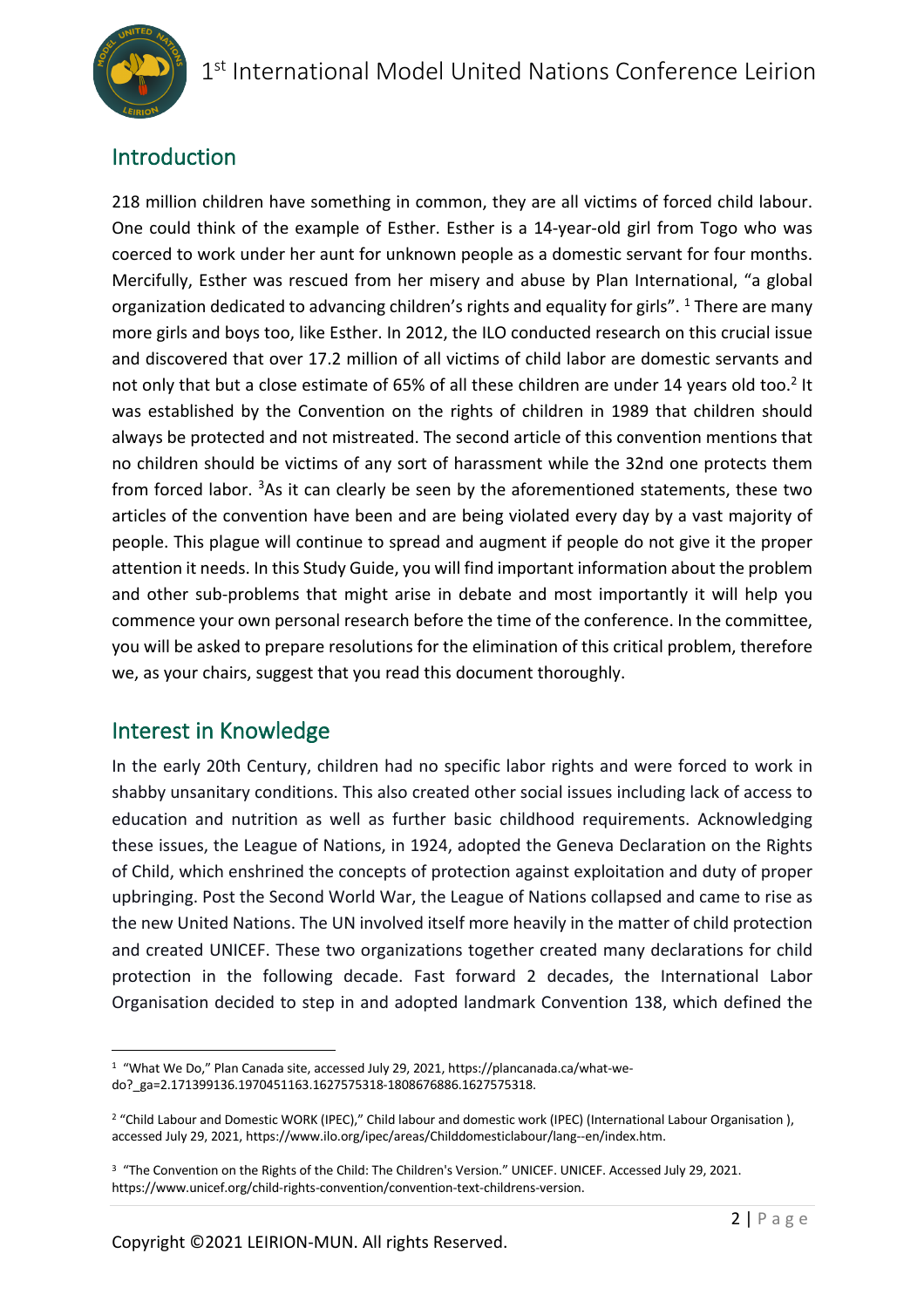## Introduction

218 million children have something in common, they are all victims of forced child labour. One could think of the example of Esther. Esther is a 14-year-old girl from Togo who was coerced to work under her aunt for unknown people as a domestic servant for four months. Mercifully, Esther was rescued from her misery and abuse by Plan International, "a global organization dedicated to advancing children's rights and equality for girls". [1] There are many more girls and boys too, like Esther. In 2012, the ILO conducted research on this crucial issue and discovered that over 17.2 million of all victims of child labor are domestic servants and not only that but a close estimate of 65% of all these children are under 14 years old too.[2] It was established by the Convention on the rights of children in 1989 that children should always be protected and not mistreated. The second article of this convention mentions that no children should be victims of any sort of harassment while the 32nd one protects them from forced labor. [3]As it can clearly be seen by the aforementioned statements, these two articles of the convention have been and are being violated every day by a vast majority of people. This plague will continue to spread and augment if people do not give it the proper attention it needs. In this Study Guide, you will find important information about the problem and other sub-problems that might arise in debate and most importantly it will help you commence your own personal research before the time of the conference. In the committee, you will be asked to prepare resolutions for the elimination of this critical problem, therefore we, as your chairs, suggest that you read this document thoroughly.

## Interest in Knowledge

In the early 20th Century, children had no specific labor rights and were forced to work in shabby unsanitary conditions. This also created other social issues including lack of access to education and nutrition as well as further basic childhood requirements. Acknowledging these issues, the League of Nations, in 1924, adopted the Geneva Declaration on the Rights of Child, which enshrined the concepts of protection against exploitation and duty of proper upbringing. Post the Second World War, the League of Nations collapsed and came to rise as the new United Nations. The UN involved itself more heavily in the matter of child protection and created UNICEF. These two organizations together created many declarations for child protection in the following decade. Fast forward 2 decades, the International Labor Organisation decided to step in and adopted landmark Convention 138, which defined the

---

[1] "What We Do," Plan Canada site, accessed July 29, 2021, https://plancanada.ca/what-we-do?_ga=2.171399136.1970451163.1627575318-1808676886.1627575318.

[2] "Child Labour and Domestic WORK (IPEC)," Child labour and domestic work (IPEC) (International Labour Organisation ), accessed July 29, 2021, https://www.ilo.org/ipec/areas/Childdomesticlabour/lang--en/index.htm.

[3] "The Convention on the Rights of the Child: The Children's Version." UNICEF. UNICEF. Accessed July 29, 2021. https://www.unicef.org/child-rights-convention/convention-text-childrens-version.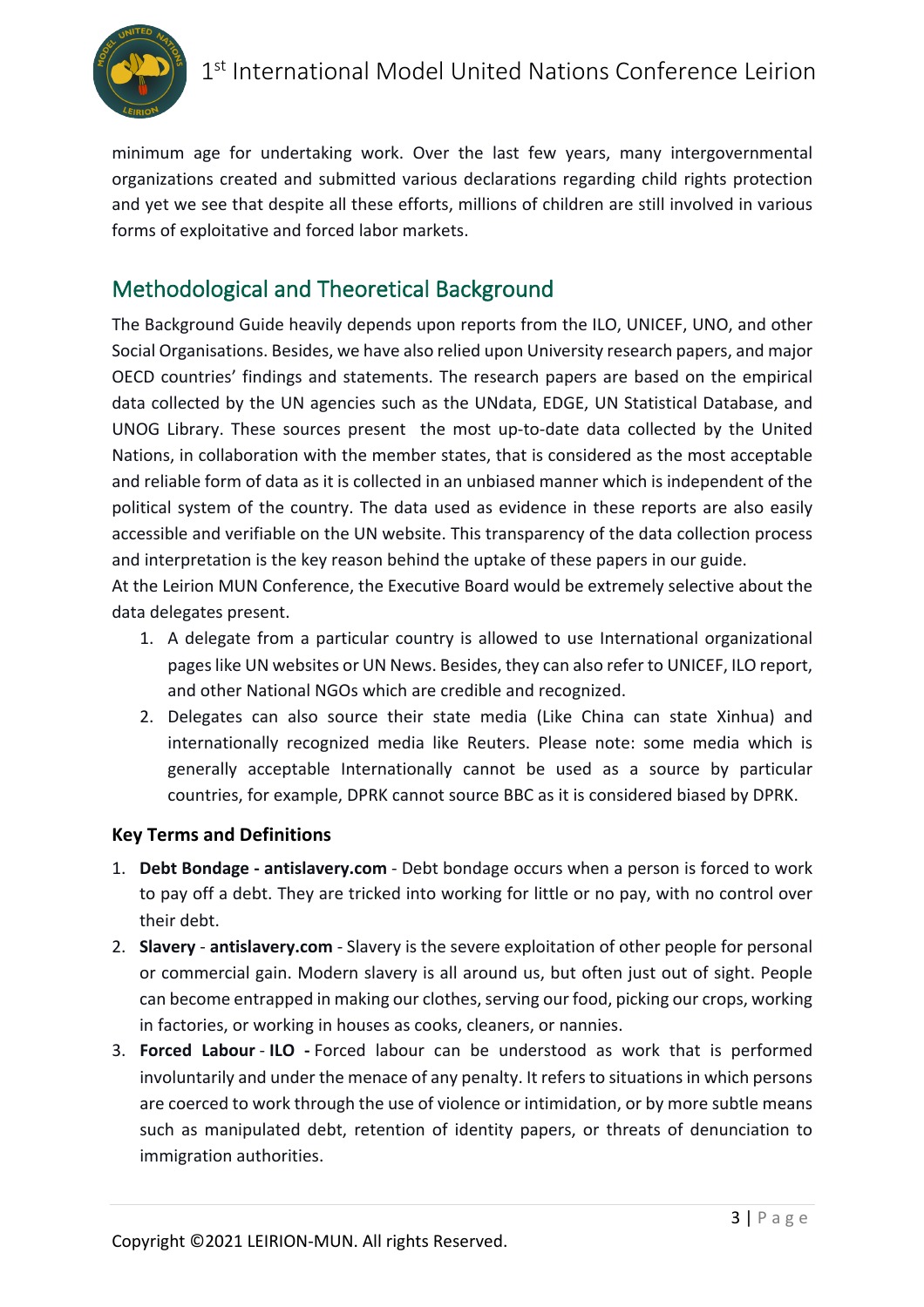minimum age for undertaking work. Over the last few years, many intergovernmental organizations created and submitted various declarations regarding child rights protection and yet we see that despite all these efforts, millions of children are still involved in various forms of exploitative and forced labor markets.

## Methodological and Theoretical Background

The Background Guide heavily depends upon reports from the ILO, UNICEF, UNO, and other Social Organisations. Besides, we have also relied upon University research papers, and major OECD countries' findings and statements. The research papers are based on the empirical data collected by the UN agencies such as the UNdata, EDGE, UN Statistical Database, and UNOG Library. These sources present the most up-to-date data collected by the United Nations, in collaboration with the member states, that is considered as the most acceptable and reliable form of data as it is collected in an unbiased manner which is independent of the political system of the country. The data used as evidence in these reports are also easily accessible and verifiable on the UN website. This transparency of the data collection process and interpretation is the key reason behind the uptake of these papers in our guide.

At the Leirion MUN Conference, the Executive Board would be extremely selective about the data delegates present.

1. A delegate from a particular country is allowed to use International organizational pages like UN websites or UN News. Besides, they can also refer to UNICEF, ILO report, and other National NGOs which are credible and recognized.
2. Delegates can also source their state media (Like China can state Xinhua) and internationally recognized media like Reuters. Please note: some media which is generally acceptable Internationally cannot be used as a source by particular countries, for example, DPRK cannot source BBC as it is considered biased by DPRK.

### Key Terms and Definitions

1. **Debt Bondage - antislavery.com** - Debt bondage occurs when a person is forced to work to pay off a debt. They are tricked into working for little or no pay, with no control over their debt.
2. **Slavery** - **antislavery.com** - Slavery is the severe exploitation of other people for personal or commercial gain. Modern slavery is all around us, but often just out of sight. People can become entrapped in making our clothes, serving our food, picking our crops, working in factories, or working in houses as cooks, cleaners, or nannies.
3. **Forced Labour** - **ILO -** Forced labour can be understood as work that is performed involuntarily and under the menace of any penalty. It refers to situations in which persons are coerced to work through the use of violence or intimidation, or by more subtle means such as manipulated debt, retention of identity papers, or threats of denunciation to immigration authorities.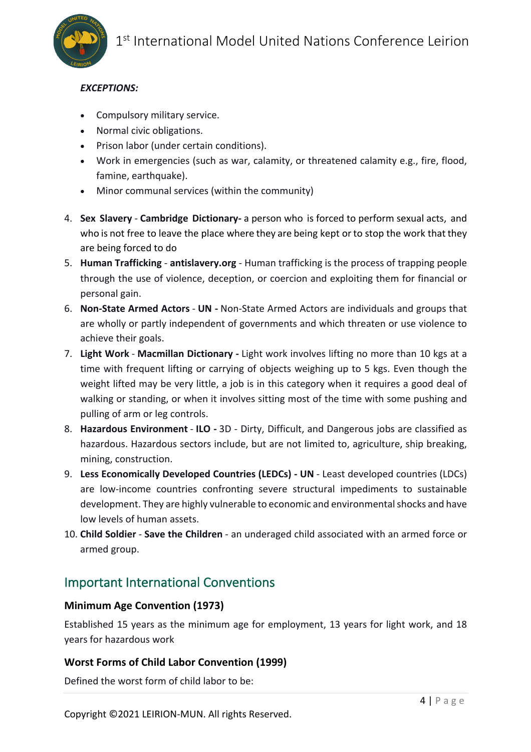***EXCEPTIONS:***

- Compulsory military service.
- Normal civic obligations.
- Prison labor (under certain conditions).
- Work in emergencies (such as war, calamity, or threatened calamity e.g., fire, flood, famine, earthquake).
- Minor communal services (within the community)

4. **Sex Slavery** - **Cambridge Dictionary-** a person who is forced to perform sexual acts, and who is not free to leave the place where they are being kept or to stop the work that they are being forced to do
5. **Human Trafficking** - **antislavery.org** - Human trafficking is the process of trapping people through the use of violence, deception, or coercion and exploiting them for financial or personal gain.
6. **Non-State Armed Actors** - **UN -** Non-State Armed Actors are individuals and groups that are wholly or partly independent of governments and which threaten or use violence to achieve their goals.
7. **Light Work** - **Macmillan Dictionary -** Light work involves lifting no more than 10 kgs at a time with frequent lifting or carrying of objects weighing up to 5 kgs. Even though the weight lifted may be very little, a job is in this category when it requires a good deal of walking or standing, or when it involves sitting most of the time with some pushing and pulling of arm or leg controls.
8. **Hazardous Environment** - **ILO -** 3D - Dirty, Difficult, and Dangerous jobs are classified as hazardous. Hazardous sectors include, but are not limited to, agriculture, ship breaking, mining, construction.
9. **Less Economically Developed Countries (LEDCs) - UN** - Least developed countries (LDCs) are low-income countries confronting severe structural impediments to sustainable development. They are highly vulnerable to economic and environmental shocks and have low levels of human assets.
10. **Child Soldier** - **Save the Children** - an underaged child associated with an armed force or armed group.

## Important International Conventions

### Minimum Age Convention (1973)

Established 15 years as the minimum age for employment, 13 years for light work, and 18 years for hazardous work

### Worst Forms of Child Labor Convention (1999)

Defined the worst form of child labor to be: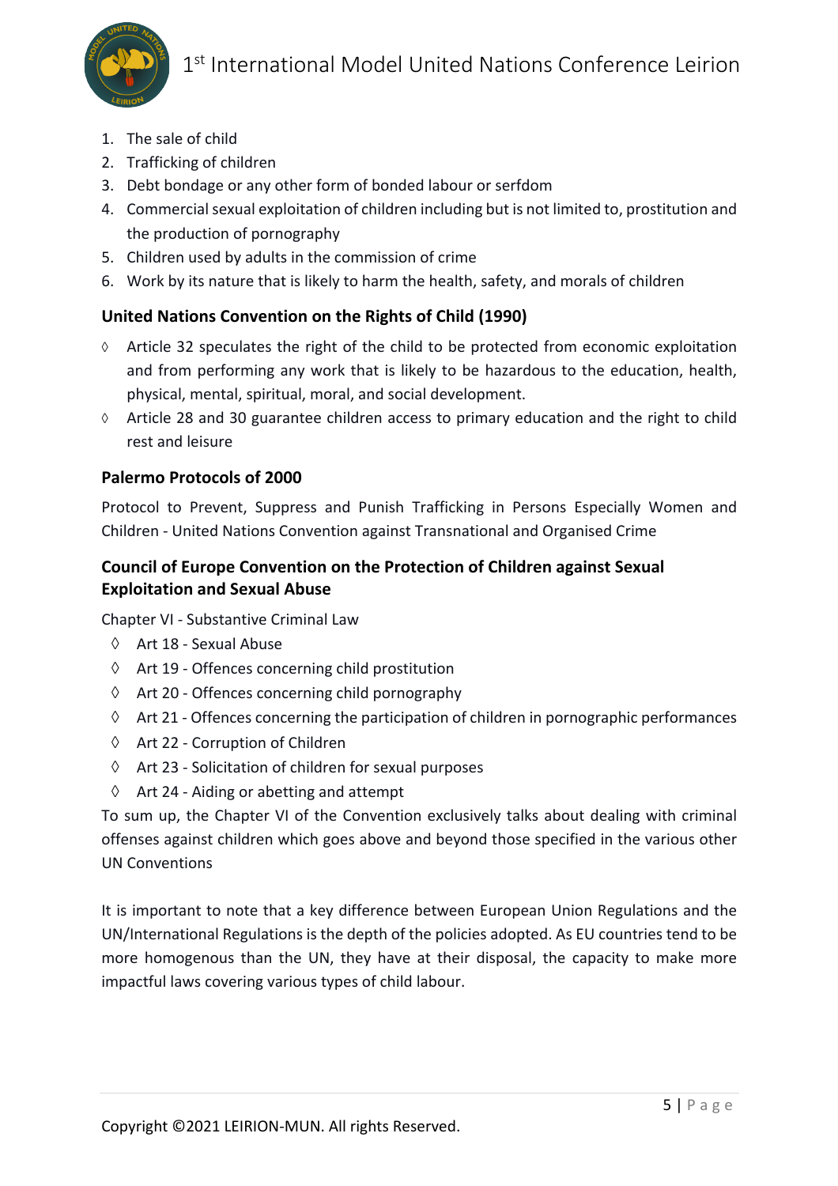1. The sale of child
2. Trafficking of children
3. Debt bondage or any other form of bonded labour or serfdom
4. Commercial sexual exploitation of children including but is not limited to, prostitution and the production of pornography
5. Children used by adults in the commission of crime
6. Work by its nature that is likely to harm the health, safety, and morals of children

### United Nations Convention on the Rights of Child (1990)

- ◊ Article 32 speculates the right of the child to be protected from economic exploitation and from performing any work that is likely to be hazardous to the education, health, physical, mental, spiritual, moral, and social development.
- ◊ Article 28 and 30 guarantee children access to primary education and the right to child rest and leisure

### Palermo Protocols of 2000

Protocol to Prevent, Suppress and Punish Trafficking in Persons Especially Women and Children - United Nations Convention against Transnational and Organised Crime

### Council of Europe Convention on the Protection of Children against Sexual Exploitation and Sexual Abuse

Chapter VI - Substantive Criminal Law

- ◊ Art 18 - Sexual Abuse
- ◊ Art 19 - Offences concerning child prostitution
- ◊ Art 20 - Offences concerning child pornography
- ◊ Art 21 - Offences concerning the participation of children in pornographic performances
- ◊ Art 22 - Corruption of Children
- ◊ Art 23 - Solicitation of children for sexual purposes
- ◊ Art 24 - Aiding or abetting and attempt

To sum up, the Chapter VI of the Convention exclusively talks about dealing with criminal offenses against children which goes above and beyond those specified in the various other UN Conventions

It is important to note that a key difference between European Union Regulations and the UN/International Regulations is the depth of the policies adopted. As EU countries tend to be more homogenous than the UN, they have at their disposal, the capacity to make more impactful laws covering various types of child labour.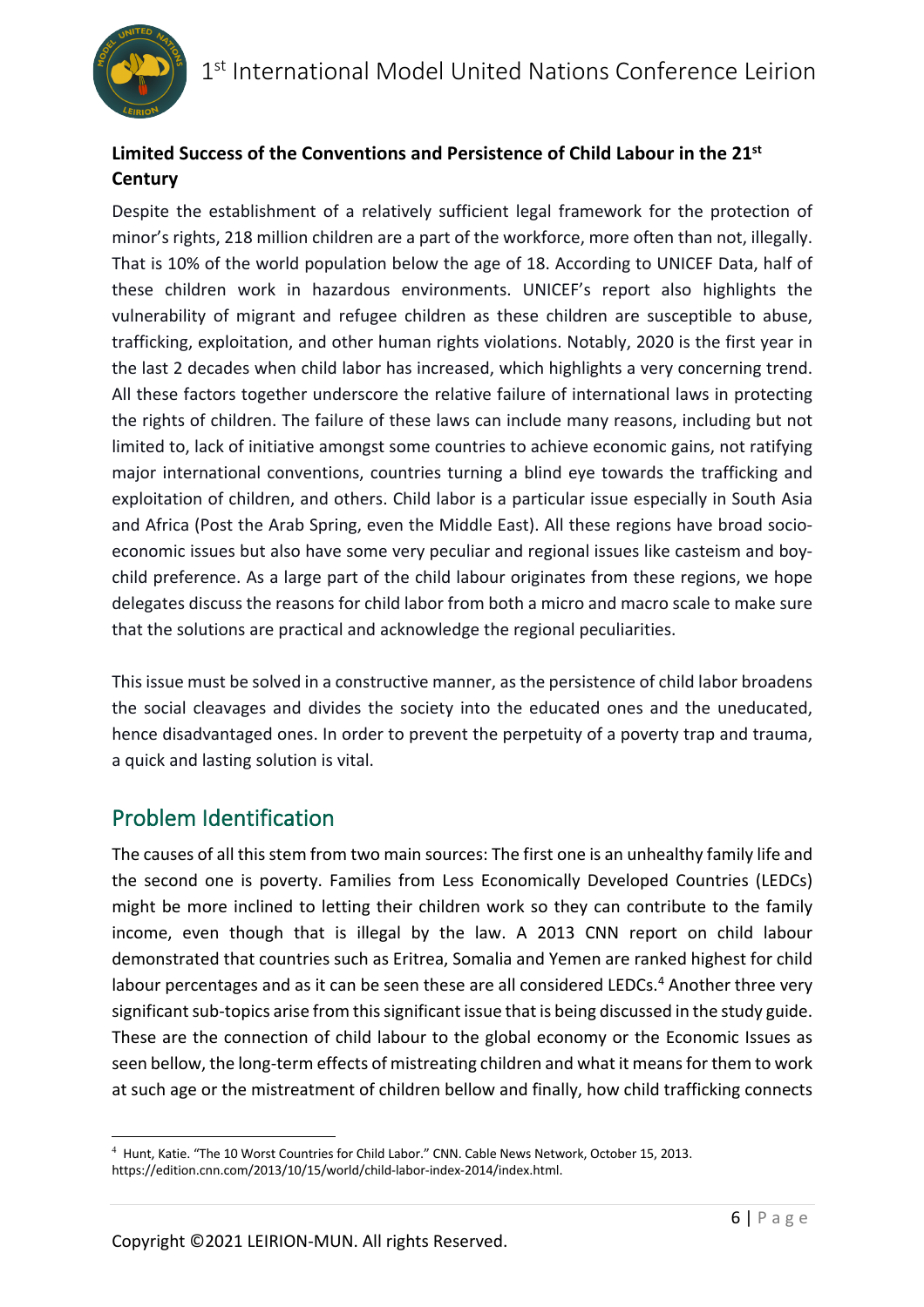**Limited Success of the Conventions and Persistence of Child Labour in the 21st Century**

Despite the establishment of a relatively sufficient legal framework for the protection of minor's rights, 218 million children are a part of the workforce, more often than not, illegally. That is 10% of the world population below the age of 18. According to UNICEF Data, half of these children work in hazardous environments. UNICEF's report also highlights the vulnerability of migrant and refugee children as these children are susceptible to abuse, trafficking, exploitation, and other human rights violations. Notably, 2020 is the first year in the last 2 decades when child labor has increased, which highlights a very concerning trend. All these factors together underscore the relative failure of international laws in protecting the rights of children. The failure of these laws can include many reasons, including but not limited to, lack of initiative amongst some countries to achieve economic gains, not ratifying major international conventions, countries turning a blind eye towards the trafficking and exploitation of children, and others. Child labor is a particular issue especially in South Asia and Africa (Post the Arab Spring, even the Middle East). All these regions have broad socio-economic issues but also have some very peculiar and regional issues like casteism and boy-child preference. As a large part of the child labour originates from these regions, we hope delegates discuss the reasons for child labor from both a micro and macro scale to make sure that the solutions are practical and acknowledge the regional peculiarities.

This issue must be solved in a constructive manner, as the persistence of child labor broadens the social cleavages and divides the society into the educated ones and the uneducated, hence disadvantaged ones. In order to prevent the perpetuity of a poverty trap and trauma, a quick and lasting solution is vital.

## Problem Identification

The causes of all this stem from two main sources: The first one is an unhealthy family life and the second one is poverty. Families from Less Economically Developed Countries (LEDCs) might be more inclined to letting their children work so they can contribute to the family income, even though that is illegal by the law. A 2013 CNN report on child labour demonstrated that countries such as Eritrea, Somalia and Yemen are ranked highest for child labour percentages and as it can be seen these are all considered LEDCs.[4] Another three very significant sub-topics arise from this significant issue that is being discussed in the study guide. These are the connection of child labour to the global economy or the Economic Issues as seen bellow, the long-term effects of mistreating children and what it means for them to work at such age or the mistreatment of children bellow and finally, how child trafficking connects

[4] Hunt, Katie. "The 10 Worst Countries for Child Labor." CNN. Cable News Network, October 15, 2013. https://edition.cnn.com/2013/10/15/world/child-labor-index-2014/index.html.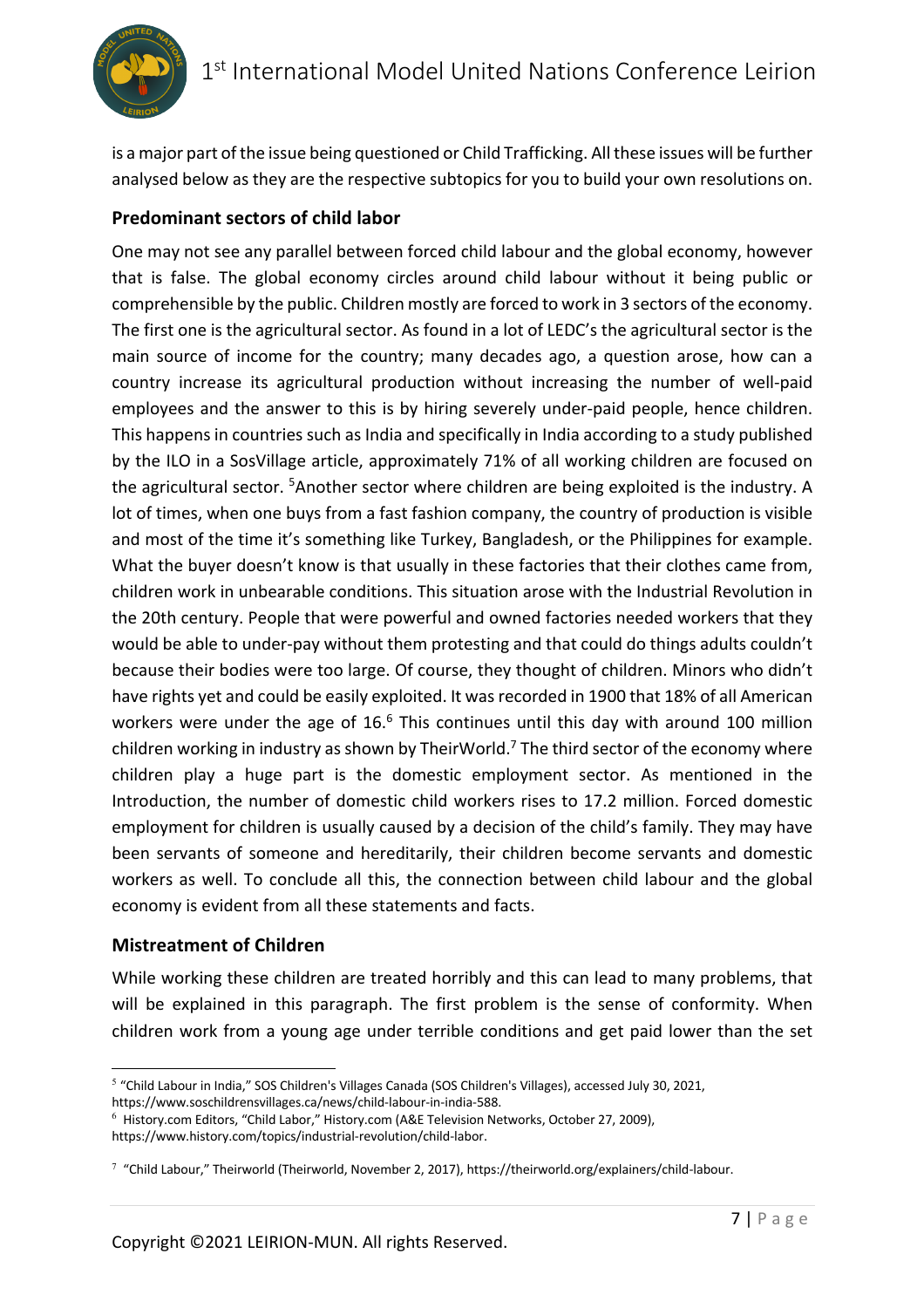is a major part of the issue being questioned or Child Trafficking. All these issues will be further analysed below as they are the respective subtopics for you to build your own resolutions on.

### Predominant sectors of child labor

One may not see any parallel between forced child labour and the global economy, however that is false. The global economy circles around child labour without it being public or comprehensible by the public. Children mostly are forced to work in 3 sectors of the economy. The first one is the agricultural sector. As found in a lot of LEDC's the agricultural sector is the main source of income for the country; many decades ago, a question arose, how can a country increase its agricultural production without increasing the number of well-paid employees and the answer to this is by hiring severely under-paid people, hence children. This happens in countries such as India and specifically in India according to a study published by the ILO in a SosVillage article, approximately 71% of all working children are focused on the agricultural sector. [5]Another sector where children are being exploited is the industry. A lot of times, when one buys from a fast fashion company, the country of production is visible and most of the time it's something like Turkey, Bangladesh, or the Philippines for example. What the buyer doesn't know is that usually in these factories that their clothes came from, children work in unbearable conditions. This situation arose with the Industrial Revolution in the 20th century. People that were powerful and owned factories needed workers that they would be able to under-pay without them protesting and that could do things adults couldn't because their bodies were too large. Of course, they thought of children. Minors who didn't have rights yet and could be easily exploited. It was recorded in 1900 that 18% of all American workers were under the age of 16.[6] This continues until this day with around 100 million children working in industry as shown by TheirWorld.[7] The third sector of the economy where children play a huge part is the domestic employment sector. As mentioned in the Introduction, the number of domestic child workers rises to 17.2 million. Forced domestic employment for children is usually caused by a decision of the child's family. They may have been servants of someone and hereditarily, their children become servants and domestic workers as well. To conclude all this, the connection between child labour and the global economy is evident from all these statements and facts.

### Mistreatment of Children

While working these children are treated horribly and this can lead to many problems, that will be explained in this paragraph. The first problem is the sense of conformity. When children work from a young age under terrible conditions and get paid lower than the set

---

[5] "Child Labour in India," SOS Children's Villages Canada (SOS Children's Villages), accessed July 30, 2021, https://www.soschildrensvillages.ca/news/child-labour-in-india-588.

[6] History.com Editors, "Child Labor," History.com (A&E Television Networks, October 27, 2009), https://www.history.com/topics/industrial-revolution/child-labor.

[7] "Child Labour," Theirworld (Theirworld, November 2, 2017), https://theirworld.org/explainers/child-labour.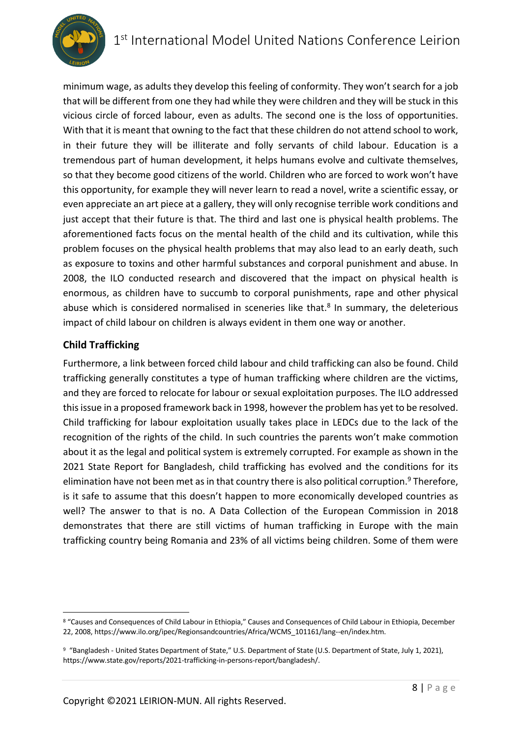minimum wage, as adults they develop this feeling of conformity. They won't search for a job that will be different from one they had while they were children and they will be stuck in this vicious circle of forced labour, even as adults. The second one is the loss of opportunities. With that it is meant that owning to the fact that these children do not attend school to work, in their future they will be illiterate and folly servants of child labour. Education is a tremendous part of human development, it helps humans evolve and cultivate themselves, so that they become good citizens of the world. Children who are forced to work won't have this opportunity, for example they will never learn to read a novel, write a scientific essay, or even appreciate an art piece at a gallery, they will only recognise terrible work conditions and just accept that their future is that. The third and last one is physical health problems. The aforementioned facts focus on the mental health of the child and its cultivation, while this problem focuses on the physical health problems that may also lead to an early death, such as exposure to toxins and other harmful substances and corporal punishment and abuse. In 2008, the ILO conducted research and discovered that the impact on physical health is enormous, as children have to succumb to corporal punishments, rape and other physical abuse which is considered normalised in sceneries like that.[8] In summary, the deleterious impact of child labour on children is always evident in them one way or another.

**Child Trafficking**

Furthermore, a link between forced child labour and child trafficking can also be found. Child trafficking generally constitutes a type of human trafficking where children are the victims, and they are forced to relocate for labour or sexual exploitation purposes. The ILO addressed this issue in a proposed framework back in 1998, however the problem has yet to be resolved. Child trafficking for labour exploitation usually takes place in LEDCs due to the lack of the recognition of the rights of the child. In such countries the parents won't make commotion about it as the legal and political system is extremely corrupted. For example as shown in the 2021 State Report for Bangladesh, child trafficking has evolved and the conditions for its elimination have not been met as in that country there is also political corruption.[9] Therefore, is it safe to assume that this doesn't happen to more economically developed countries as well? The answer to that is no. A Data Collection of the European Commission in 2018 demonstrates that there are still victims of human trafficking in Europe with the main trafficking country being Romania and 23% of all victims being children. Some of them were

---

[8] "Causes and Consequences of Child Labour in Ethiopia," Causes and Consequences of Child Labour in Ethiopia, December 22, 2008, https://www.ilo.org/ipec/Regionsandcountries/Africa/WCMS_101161/lang--en/index.htm.

[9] "Bangladesh - United States Department of State," U.S. Department of State (U.S. Department of State, July 1, 2021), https://www.state.gov/reports/2021-trafficking-in-persons-report/bangladesh/.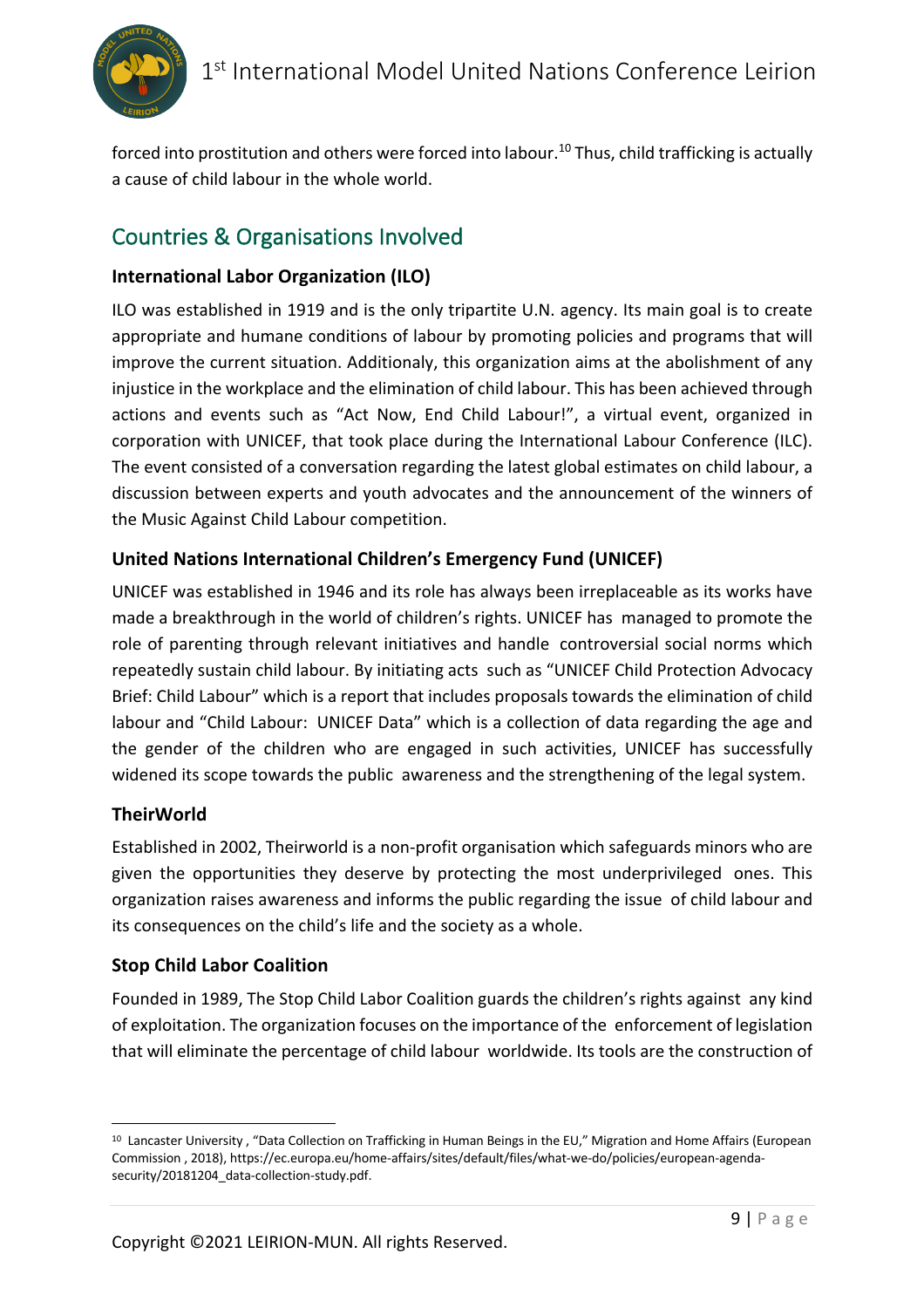forced into prostitution and others were forced into labour.[10] Thus, child trafficking is actually a cause of child labour in the whole world.

## Countries & Organisations Involved

### International Labor Organization (ILO)

ILO was established in 1919 and is the only tripartite U.N. agency. Its main goal is to create appropriate and humane conditions of labour by promoting policies and programs that will improve the current situation. Additionaly, this organization aims at the abolishment of any injustice in the workplace and the elimination of child labour. This has been achieved through actions and events such as "Act Now, End Child Labour!", a virtual event, organized in corporation with UNICEF, that took place during the International Labour Conference (ILC). The event consisted of a conversation regarding the latest global estimates on child labour, a discussion between experts and youth advocates and the announcement of the winners of the Music Against Child Labour competition.

### United Nations International Children's Emergency Fund (UNICEF)

UNICEF was established in 1946 and its role has always been irreplaceable as its works have made a breakthrough in the world of children's rights. UNICEF has managed to promote the role of parenting through relevant initiatives and handle controversial social norms which repeatedly sustain child labour. By initiating acts such as "UNICEF Child Protection Advocacy Brief: Child Labour" which is a report that includes proposals towards the elimination of child labour and "Child Labour: UNICEF Data" which is a collection of data regarding the age and the gender of the children who are engaged in such activities, UNICEF has successfully widened its scope towards the public awareness and the strengthening of the legal system.

### TheirWorld

Established in 2002, Theirworld is a non-profit organisation which safeguards minors who are given the opportunities they deserve by protecting the most underprivileged ones. This organization raises awareness and informs the public regarding the issue of child labour and its consequences on the child's life and the society as a whole.

### Stop Child Labor Coalition

Founded in 1989, The Stop Child Labor Coalition guards the children's rights against any kind of exploitation. The organization focuses on the importance of the enforcement of legislation that will eliminate the percentage of child labour worldwide. Its tools are the construction of

---

[10] Lancaster University , "Data Collection on Trafficking in Human Beings in the EU," Migration and Home Affairs (European Commission , 2018), https://ec.europa.eu/home-affairs/sites/default/files/what-we-do/policies/european-agenda-security/20181204_data-collection-study.pdf.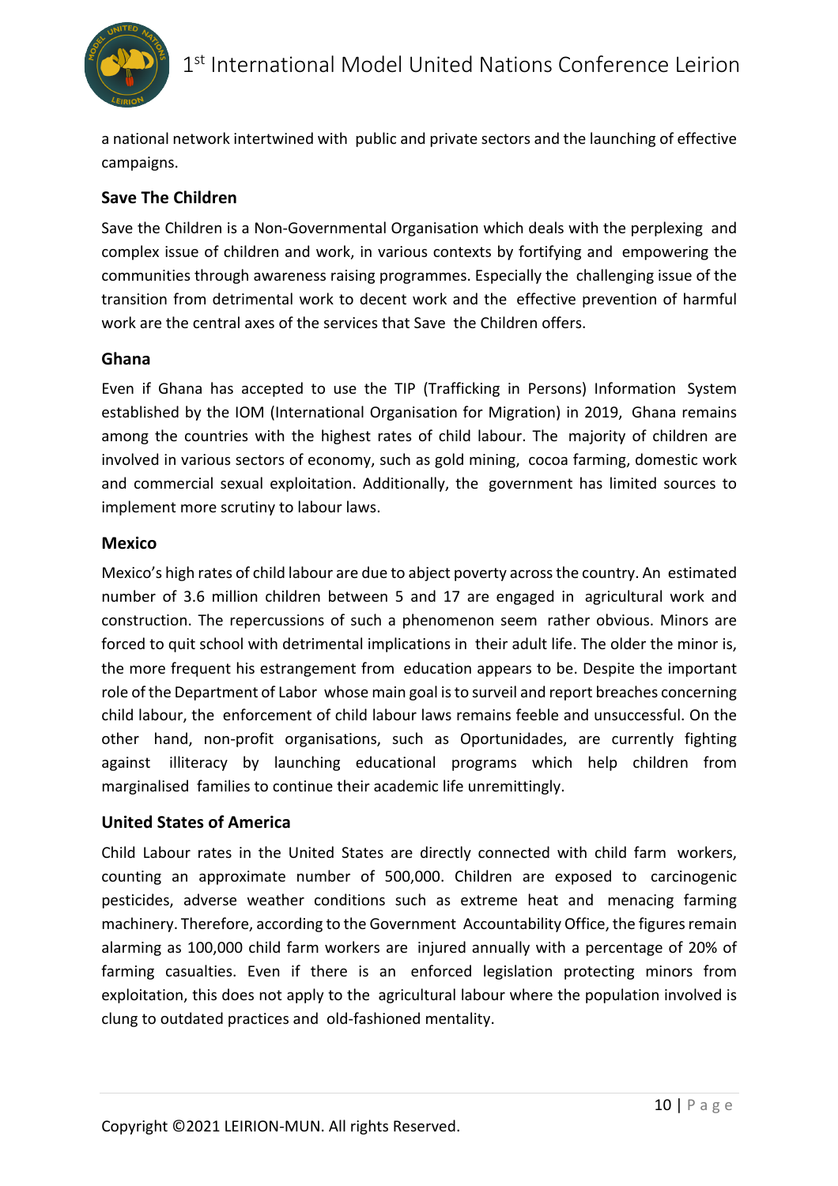a national network intertwined with public and private sectors and the launching of effective campaigns.

### Save The Children

Save the Children is a Non-Governmental Organisation which deals with the perplexing and complex issue of children and work, in various contexts by fortifying and empowering the communities through awareness raising programmes. Especially the challenging issue of the transition from detrimental work to decent work and the effective prevention of harmful work are the central axes of the services that Save the Children offers.

### Ghana

Even if Ghana has accepted to use the TIP (Trafficking in Persons) Information System established by the IOM (International Organisation for Migration) in 2019, Ghana remains among the countries with the highest rates of child labour. The majority of children are involved in various sectors of economy, such as gold mining, cocoa farming, domestic work and commercial sexual exploitation. Additionally, the government has limited sources to implement more scrutiny to labour laws.

### Mexico

Mexico's high rates of child labour are due to abject poverty across the country. An estimated number of 3.6 million children between 5 and 17 are engaged in agricultural work and construction. The repercussions of such a phenomenon seem rather obvious. Minors are forced to quit school with detrimental implications in their adult life. The older the minor is, the more frequent his estrangement from education appears to be. Despite the important role of the Department of Labor whose main goal is to surveil and report breaches concerning child labour, the enforcement of child labour laws remains feeble and unsuccessful. On the other hand, non-profit organisations, such as Oportunidades, are currently fighting against illiteracy by launching educational programs which help children from marginalised families to continue their academic life unremittingly.

### United States of America

Child Labour rates in the United States are directly connected with child farm workers, counting an approximate number of 500,000. Children are exposed to carcinogenic pesticides, adverse weather conditions such as extreme heat and menacing farming machinery. Therefore, according to the Government Accountability Office, the figures remain alarming as 100,000 child farm workers are injured annually with a percentage of 20% of farming casualties. Even if there is an enforced legislation protecting minors from exploitation, this does not apply to the agricultural labour where the population involved is clung to outdated practices and old-fashioned mentality.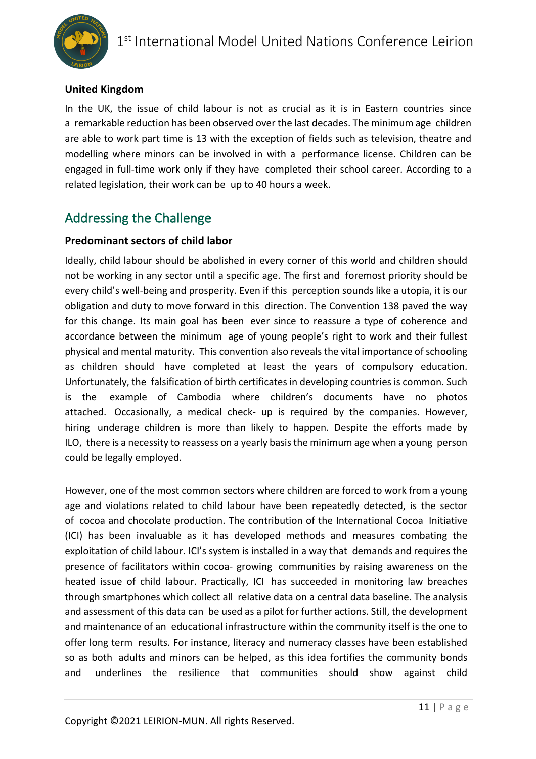**United Kingdom**

In the UK, the issue of child labour is not as crucial as it is in Eastern countries since a remarkable reduction has been observed over the last decades. The minimum age children are able to work part time is 13 with the exception of fields such as television, theatre and modelling where minors can be involved in with a performance license. Children can be engaged in full-time work only if they have completed their school career. According to a related legislation, their work can be up to 40 hours a week.

## Addressing the Challenge

**Predominant sectors of child labor**

Ideally, child labour should be abolished in every corner of this world and children should not be working in any sector until a specific age. The first and foremost priority should be every child's well-being and prosperity. Even if this perception sounds like a utopia, it is our obligation and duty to move forward in this direction. The Convention 138 paved the way for this change. Its main goal has been ever since to reassure a type of coherence and accordance between the minimum age of young people's right to work and their fullest physical and mental maturity. This convention also reveals the vital importance of schooling as children should have completed at least the years of compulsory education. Unfortunately, the falsification of birth certificates in developing countries is common. Such is the example of Cambodia where children's documents have no photos attached. Occasionally, a medical check- up is required by the companies. However, hiring underage children is more than likely to happen. Despite the efforts made by ILO, there is a necessity to reassess on a yearly basis the minimum age when a young person could be legally employed.

However, one of the most common sectors where children are forced to work from a young age and violations related to child labour have been repeatedly detected, is the sector of cocoa and chocolate production. The contribution of the International Cocoa Initiative (ICI) has been invaluable as it has developed methods and measures combating the exploitation of child labour. ICI's system is installed in a way that demands and requires the presence of facilitators within cocoa- growing communities by raising awareness on the heated issue of child labour. Practically, ICI has succeeded in monitoring law breaches through smartphones which collect all relative data on a central data baseline. The analysis and assessment of this data can be used as a pilot for further actions. Still, the development and maintenance of an educational infrastructure within the community itself is the one to offer long term results. For instance, literacy and numeracy classes have been established so as both adults and minors can be helped, as this idea fortifies the community bonds and underlines the resilience that communities should show against child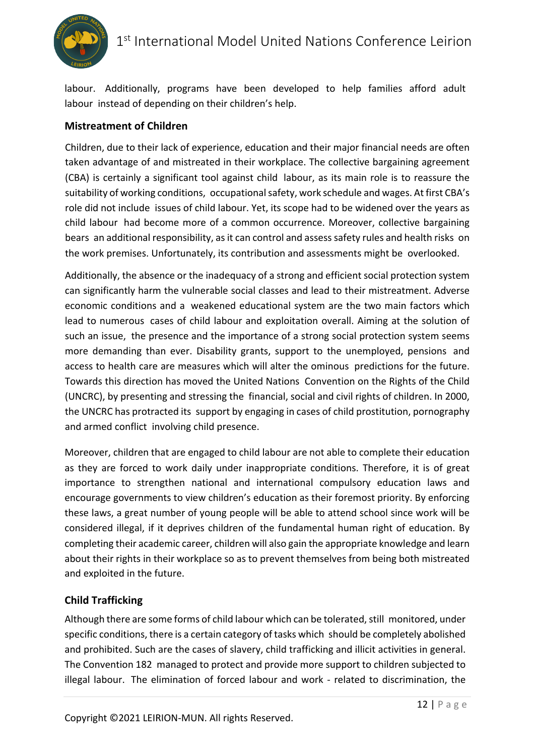labour. Additionally, programs have been developed to help families afford adult labour instead of depending on their children's help.

### Mistreatment of Children

Children, due to their lack of experience, education and their major financial needs are often taken advantage of and mistreated in their workplace. The collective bargaining agreement (CBA) is certainly a significant tool against child labour, as its main role is to reassure the suitability of working conditions, occupational safety, work schedule and wages. At first CBA's role did not include issues of child labour. Yet, its scope had to be widened over the years as child labour had become more of a common occurrence. Moreover, collective bargaining bears an additional responsibility, as it can control and assess safety rules and health risks on the work premises. Unfortunately, its contribution and assessments might be overlooked.

Additionally, the absence or the inadequacy of a strong and efficient social protection system can significantly harm the vulnerable social classes and lead to their mistreatment. Adverse economic conditions and a weakened educational system are the two main factors which lead to numerous cases of child labour and exploitation overall. Aiming at the solution of such an issue, the presence and the importance of a strong social protection system seems more demanding than ever. Disability grants, support to the unemployed, pensions and access to health care are measures which will alter the ominous predictions for the future. Towards this direction has moved the United Nations Convention on the Rights of the Child (UNCRC), by presenting and stressing the financial, social and civil rights of children. In 2000, the UNCRC has protracted its support by engaging in cases of child prostitution, pornography and armed conflict involving child presence.

Moreover, children that are engaged to child labour are not able to complete their education as they are forced to work daily under inappropriate conditions. Therefore, it is of great importance to strengthen national and international compulsory education laws and encourage governments to view children's education as their foremost priority. By enforcing these laws, a great number of young people will be able to attend school since work will be considered illegal, if it deprives children of the fundamental human right of education. By completing their academic career, children will also gain the appropriate knowledge and learn about their rights in their workplace so as to prevent themselves from being both mistreated and exploited in the future.

### Child Trafficking

Although there are some forms of child labour which can be tolerated, still monitored, under specific conditions, there is a certain category of tasks which should be completely abolished and prohibited. Such are the cases of slavery, child trafficking and illicit activities in general. The Convention 182 managed to protect and provide more support to children subjected to illegal labour. The elimination of forced labour and work - related to discrimination, the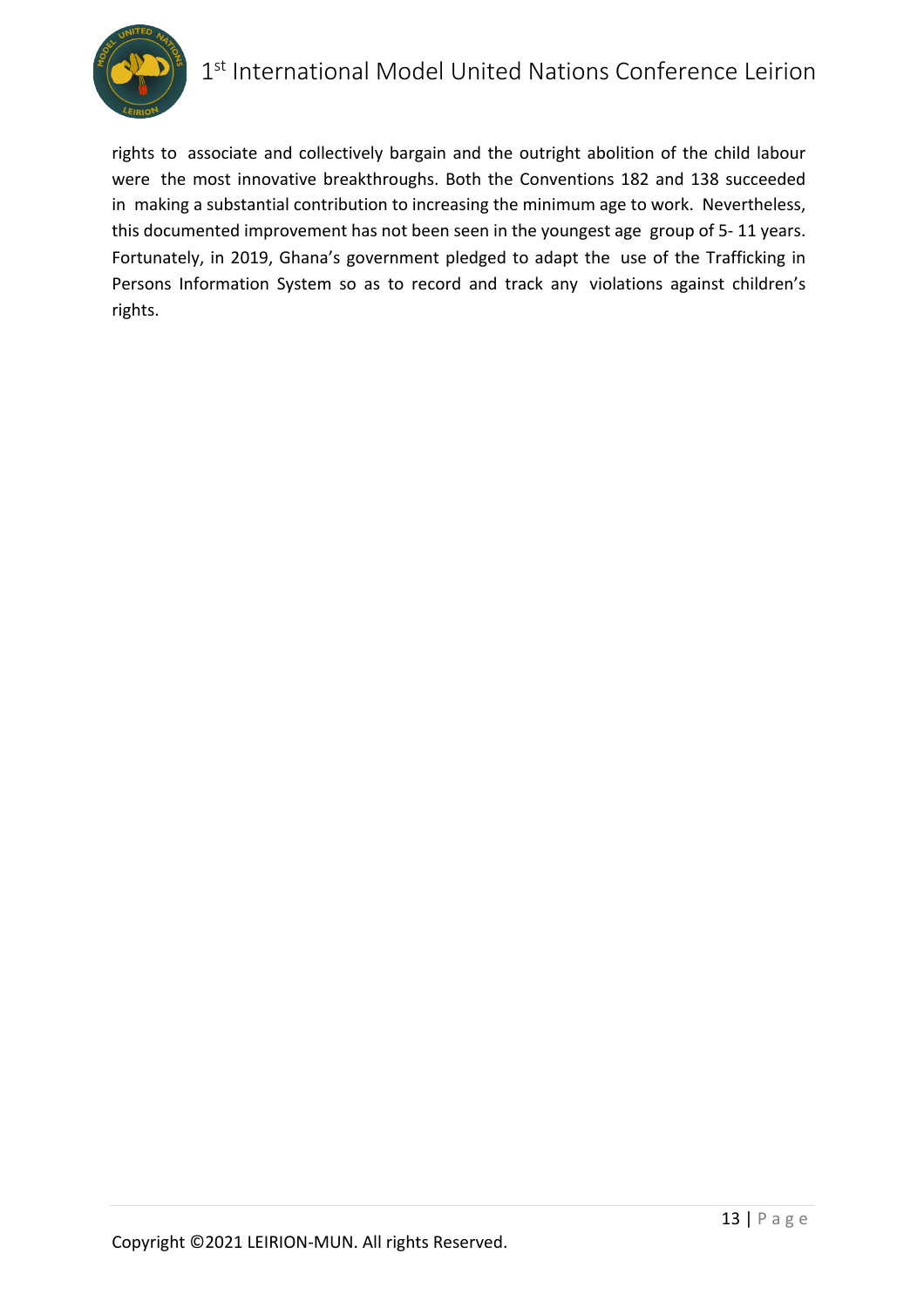rights to associate and collectively bargain and the outright abolition of the child labour were the most innovative breakthroughs. Both the Conventions 182 and 138 succeeded in making a substantial contribution to increasing the minimum age to work. Nevertheless, this documented improvement has not been seen in the youngest age group of 5- 11 years. Fortunately, in 2019, Ghana's government pledged to adapt the use of the Trafficking in Persons Information System so as to record and track any violations against children's rights.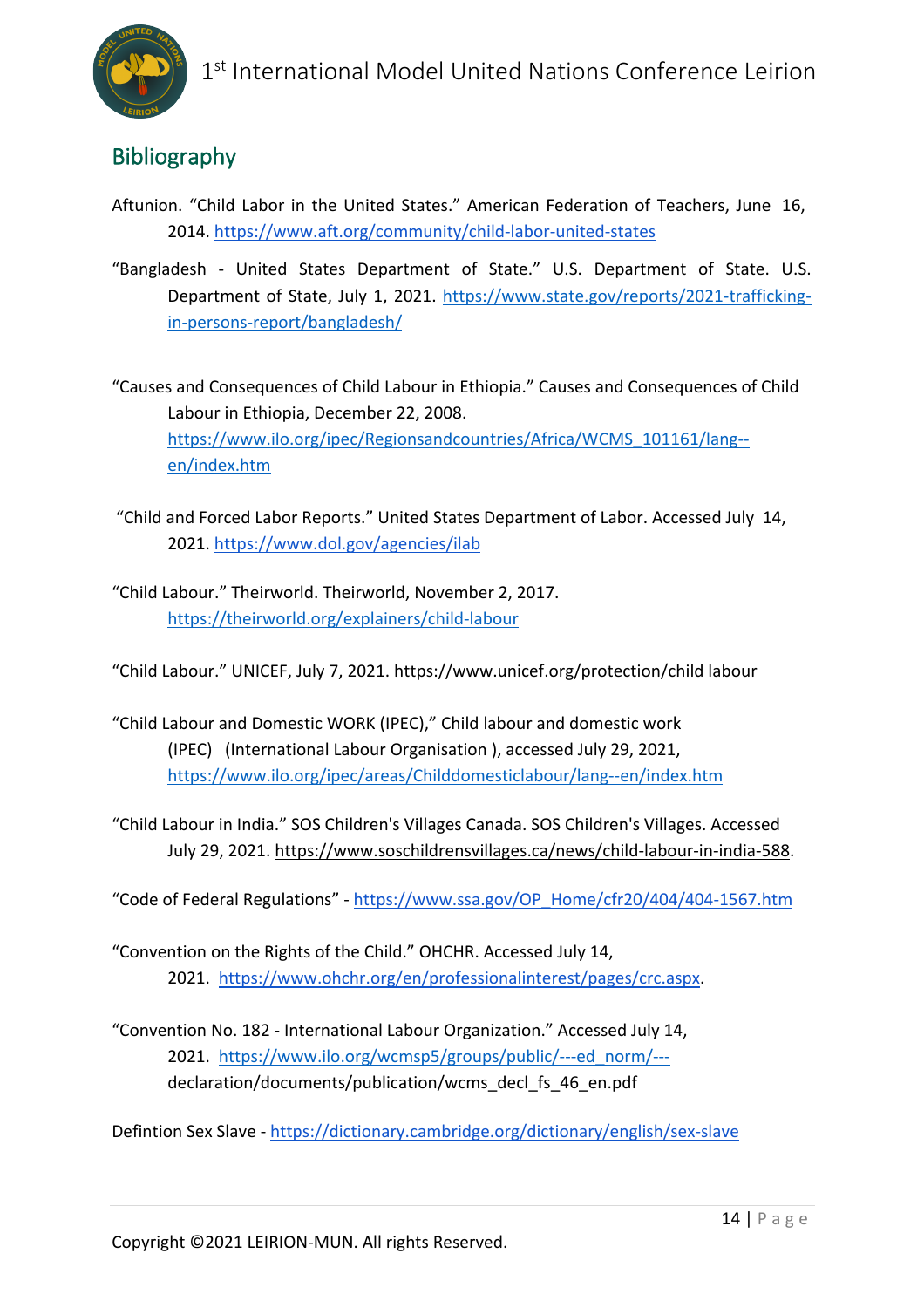## Bibliography

Aftunion. "Child Labor in the United States." American Federation of Teachers, June 16, 2014. https://www.aft.org/community/child-labor-united-states

"Bangladesh - United States Department of State." U.S. Department of State. U.S. Department of State, July 1, 2021. https://www.state.gov/reports/2021-trafficking-in-persons-report/bangladesh/

"Causes and Consequences of Child Labour in Ethiopia." Causes and Consequences of Child Labour in Ethiopia, December 22, 2008. https://www.ilo.org/ipec/Regionsandcountries/Africa/WCMS_101161/lang--en/index.htm

"Child and Forced Labor Reports." United States Department of Labor. Accessed July 14, 2021. https://www.dol.gov/agencies/ilab

"Child Labour." Theirworld. Theirworld, November 2, 2017. https://theirworld.org/explainers/child-labour

"Child Labour." UNICEF, July 7, 2021. https://www.unicef.org/protection/child labour

"Child Labour and Domestic WORK (IPEC)," Child labour and domestic work (IPEC) (International Labour Organisation ), accessed July 29, 2021, https://www.ilo.org/ipec/areas/Childdomesticlabour/lang--en/index.htm

"Child Labour in India." SOS Children's Villages Canada. SOS Children's Villages. Accessed July 29, 2021. https://www.soschildrensvillages.ca/news/child-labour-in-india-588.

"Code of Federal Regulations" - https://www.ssa.gov/OP_Home/cfr20/404/404-1567.htm

"Convention on the Rights of the Child." OHCHR. Accessed July 14, 2021. https://www.ohchr.org/en/professionalinterest/pages/crc.aspx.

"Convention No. 182 - International Labour Organization." Accessed July 14, 2021. https://www.ilo.org/wcmsp5/groups/public/---ed_norm/---declaration/documents/publication/wcms_decl_fs_46_en.pdf

Defintion Sex Slave - https://dictionary.cambridge.org/dictionary/english/sex-slave

Copyright ©2021 LEIRION-MUN. All rights Reserved.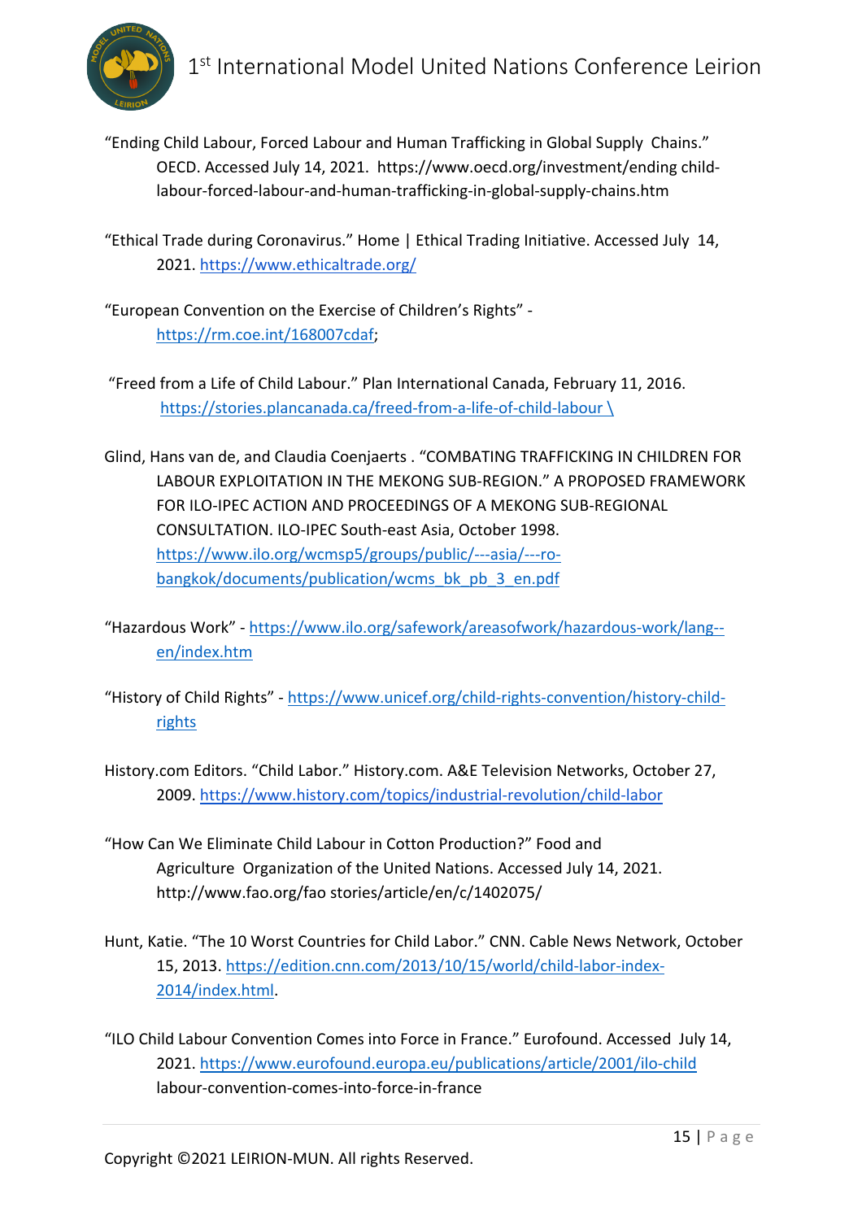"Ending Child Labour, Forced Labour and Human Trafficking in Global Supply Chains." OECD. Accessed July 14, 2021. https://www.oecd.org/investment/ending child-labour-forced-labour-and-human-trafficking-in-global-supply-chains.htm

"Ethical Trade during Coronavirus." Home | Ethical Trading Initiative. Accessed July 14, 2021. https://www.ethicaltrade.org/

"European Convention on the Exercise of Children's Rights" - https://rm.coe.int/168007cdaf;

"Freed from a Life of Child Labour." Plan International Canada, February 11, 2016. https://stories.plancanada.ca/freed-from-a-life-of-child-labour \

Glind, Hans van de, and Claudia Coenjaerts . "COMBATING TRAFFICKING IN CHILDREN FOR LABOUR EXPLOITATION IN THE MEKONG SUB-REGION." A PROPOSED FRAMEWORK FOR ILO-IPEC ACTION AND PROCEEDINGS OF A MEKONG SUB-REGIONAL CONSULTATION. ILO-IPEC South-east Asia, October 1998. https://www.ilo.org/wcmsp5/groups/public/---asia/---ro-bangkok/documents/publication/wcms_bk_pb_3_en.pdf

"Hazardous Work" - https://www.ilo.org/safework/areasofwork/hazardous-work/lang--en/index.htm

"History of Child Rights" - https://www.unicef.org/child-rights-convention/history-child-rights

History.com Editors. "Child Labor." History.com. A&E Television Networks, October 27, 2009. https://www.history.com/topics/industrial-revolution/child-labor

"How Can We Eliminate Child Labour in Cotton Production?" Food and Agriculture Organization of the United Nations. Accessed July 14, 2021. http://www.fao.org/fao stories/article/en/c/1402075/

Hunt, Katie. "The 10 Worst Countries for Child Labor." CNN. Cable News Network, October 15, 2013. https://edition.cnn.com/2013/10/15/world/child-labor-index-2014/index.html.

"ILO Child Labour Convention Comes into Force in France." Eurofound. Accessed July 14, 2021. https://www.eurofound.europa.eu/publications/article/2001/ilo-child labour-convention-comes-into-force-in-france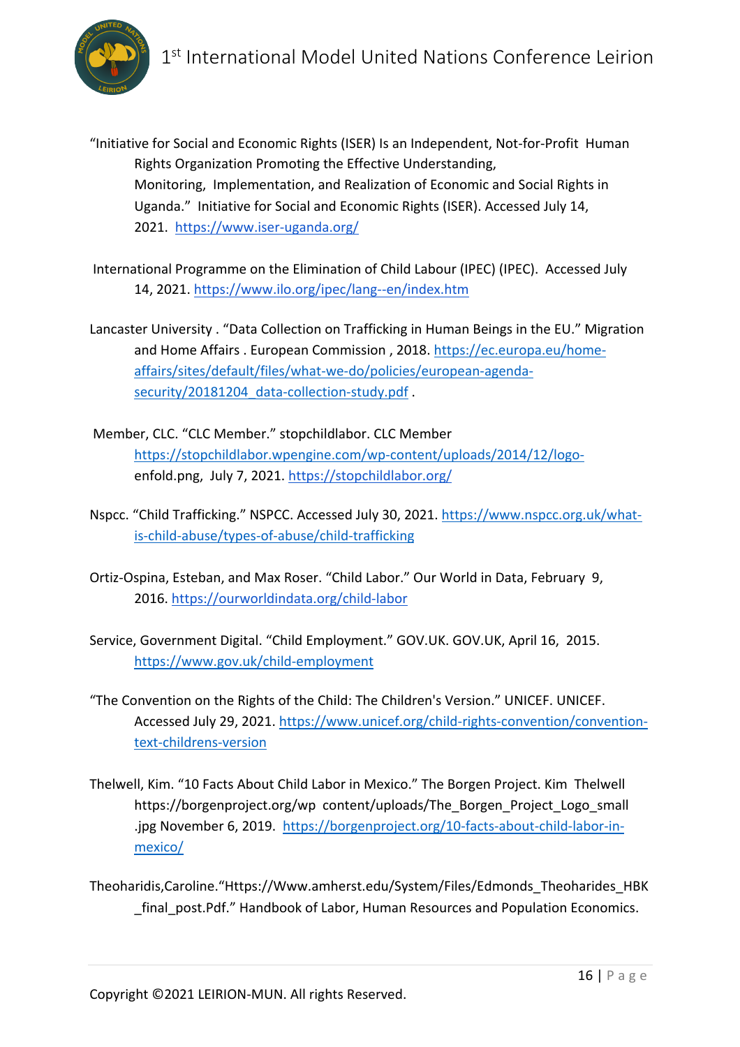"Initiative for Social and Economic Rights (ISER) Is an Independent, Not-for-Profit Human Rights Organization Promoting the Effective Understanding, Monitoring, Implementation, and Realization of Economic and Social Rights in Uganda." Initiative for Social and Economic Rights (ISER). Accessed July 14, 2021. https://www.iser-uganda.org/

International Programme on the Elimination of Child Labour (IPEC) (IPEC). Accessed July 14, 2021. https://www.ilo.org/ipec/lang--en/index.htm

Lancaster University . "Data Collection on Trafficking in Human Beings in the EU." Migration and Home Affairs . European Commission , 2018. https://ec.europa.eu/home-affairs/sites/default/files/what-we-do/policies/european-agenda-security/20181204_data-collection-study.pdf .

Member, CLC. "CLC Member." stopchildlabor. CLC Member https://stopchildlabor.wpengine.com/wp-content/uploads/2014/12/logo-enfold.png, July 7, 2021. https://stopchildlabor.org/

Nspcc. "Child Trafficking." NSPCC. Accessed July 30, 2021. https://www.nspcc.org.uk/what-is-child-abuse/types-of-abuse/child-trafficking

Ortiz-Ospina, Esteban, and Max Roser. "Child Labor." Our World in Data, February 9, 2016. https://ourworldindata.org/child-labor

Service, Government Digital. "Child Employment." GOV.UK. GOV.UK, April 16, 2015. https://www.gov.uk/child-employment

"The Convention on the Rights of the Child: The Children's Version." UNICEF. UNICEF. Accessed July 29, 2021. https://www.unicef.org/child-rights-convention/convention-text-childrens-version

Thelwell, Kim. "10 Facts About Child Labor in Mexico." The Borgen Project. Kim Thelwell https://borgenproject.org/wp content/uploads/The_Borgen_Project_Logo_small.jpg November 6, 2019. https://borgenproject.org/10-facts-about-child-labor-in-mexico/

Theoharidis,Caroline."Https://Www.amherst.edu/System/Files/Edmonds_Theoharides_HBK_final_post.Pdf." Handbook of Labor, Human Resources and Population Economics.

Copyright ©2021 LEIRION-MUN. All rights Reserved.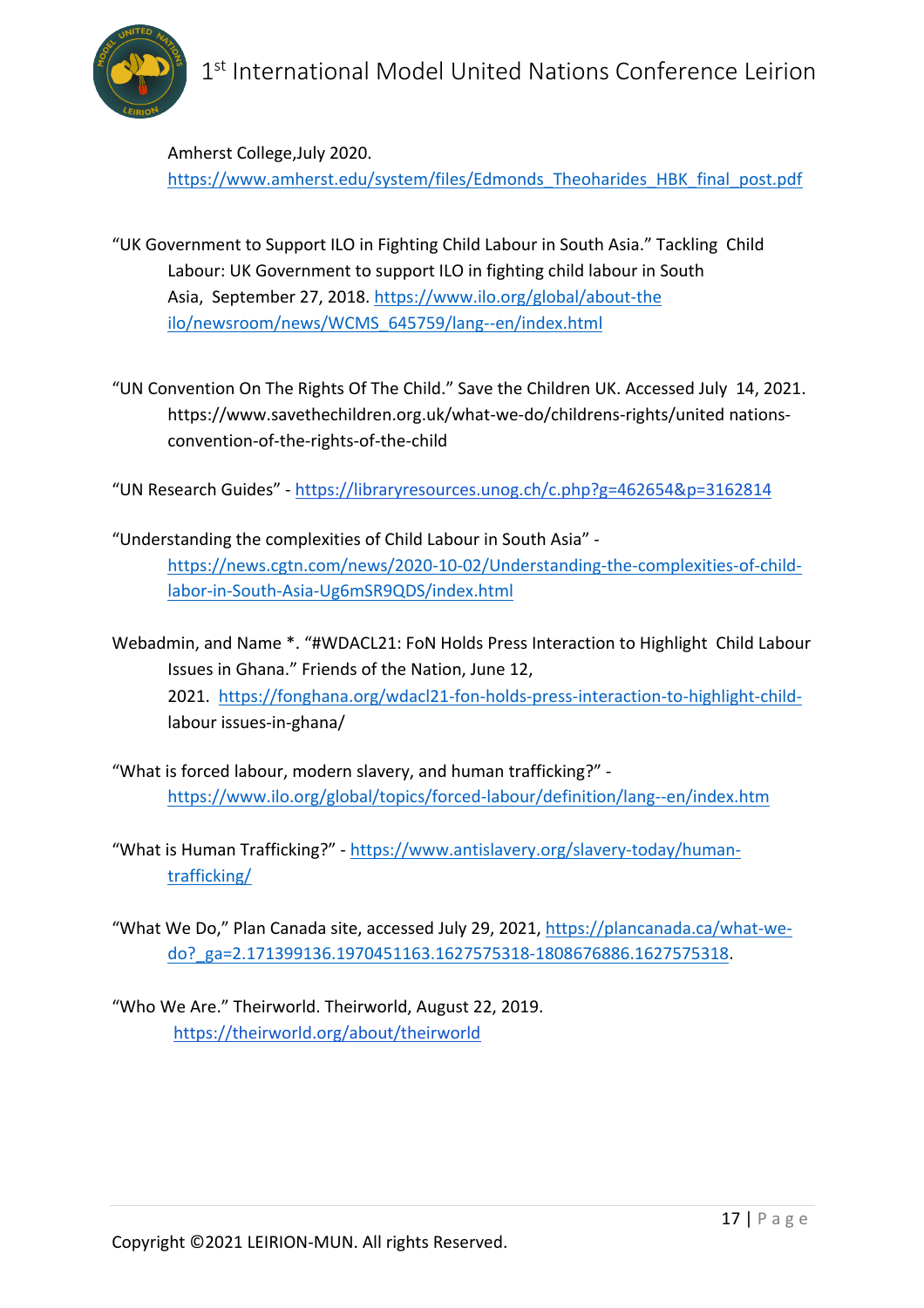Amherst College,July 2020. https://www.amherst.edu/system/files/Edmonds_Theoharides_HBK_final_post.pdf

"UK Government to Support ILO in Fighting Child Labour in South Asia." Tackling Child Labour: UK Government to support ILO in fighting child labour in South Asia, September 27, 2018. https://www.ilo.org/global/about-the ilo/newsroom/news/WCMS_645759/lang--en/index.html

"UN Convention On The Rights Of The Child." Save the Children UK. Accessed July 14, 2021. https://www.savethechildren.org.uk/what-we-do/childrens-rights/united nations-convention-of-the-rights-of-the-child

"UN Research Guides" - https://libraryresources.unog.ch/c.php?g=462654&p=3162814

"Understanding the complexities of Child Labour in South Asia" - https://news.cgtn.com/news/2020-10-02/Understanding-the-complexities-of-child-labor-in-South-Asia-Ug6mSR9QDS/index.html

Webadmin, and Name *. "#WDACL21: FoN Holds Press Interaction to Highlight Child Labour Issues in Ghana." Friends of the Nation, June 12, 2021. https://fonghana.org/wdacl21-fon-holds-press-interaction-to-highlight-child-labour issues-in-ghana/

"What is forced labour, modern slavery, and human trafficking?" - https://www.ilo.org/global/topics/forced-labour/definition/lang--en/index.htm

"What is Human Trafficking?" - https://www.antislavery.org/slavery-today/human-trafficking/

"What We Do," Plan Canada site, accessed July 29, 2021, https://plancanada.ca/what-we-do?_ga=2.171399136.1970451163.1627575318-1808676886.1627575318.

"Who We Are." Theirworld. Theirworld, August 22, 2019. https://theirworld.org/about/theirworld

Copyright ©2021 LEIRION-MUN. All rights Reserved.